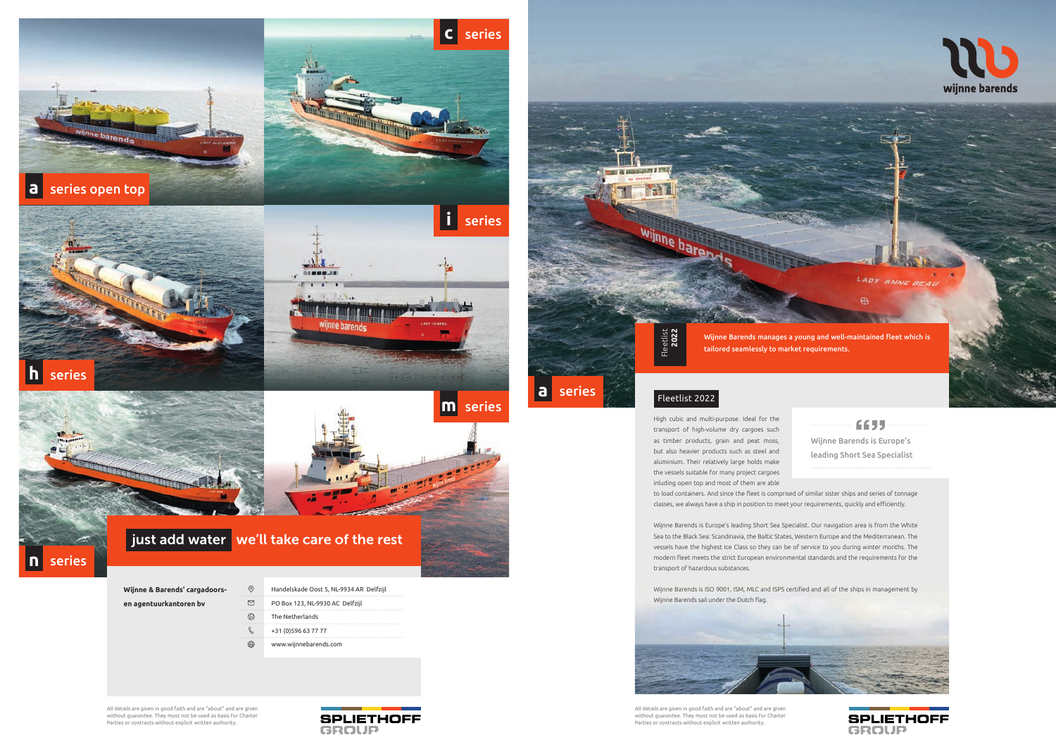a series open top

c series

h series

i series

n series

m series

## just add water we'll take care of the rest

**Wijnne & Barends' cargadoors- en agentuurkantoren bv**

- Handelskade Oost 5, NL-9934 AR Delfzijl
- PO Box 123, NL-9930 AC Delfzijl
- The Netherlands
- +31 (0)596 63 77 77
- www.wijnnebarends.com

All details are given in good faith and are "about" and are given without guarantee. They must not be used as basis for Charter Parties or contracts without explicit written authority.

SPLIETHOFF GROUP

wijnne barends

Fleetlist **2022**

Wijnne Barends manages a young and well-maintained fleet which is tailored seamlessly to market requirements.

a series

## Fleetlist 2022

High cubic and multi-purpose. Ideal for the transport of high-volume dry cargoes such as timber products, grain and peat moss, but also heavier products such as steel and aluminium. Their relatively large holds make the vessels suitable for many project cargoes inluding open top and most of them are able to load containers. And since the fleet is comprised of similar sister ships and series of tonnage classes, we always have a ship in position to meet your requirements, quickly and efficiently.

> Wijnne Barends is Europe's leading Short Sea Specialist

Wijnne Barends is Europe's leading Short Sea Specialist. Our navigation area is from the White Sea to the Black Sea: Scandinavia, the Baltic States, Western Europe and the Mediterranean. The vessels have the highest Ice Class so they can be of service to you during winter months. The modern fleet meets the strict European environmental standards and the requirements for the transport of hazardous substances.

Wijnne Barends is ISO 9001, ISM, MLC and ISPS certified and all of the ships in management by Wijnne Barends sail under the Dutch flag.

All details are given in good faith and are "about" and are given without guarantee. They must not be used as basis for Charter Parties or contracts without explicit written authority.

SPLIETHOFF GROUP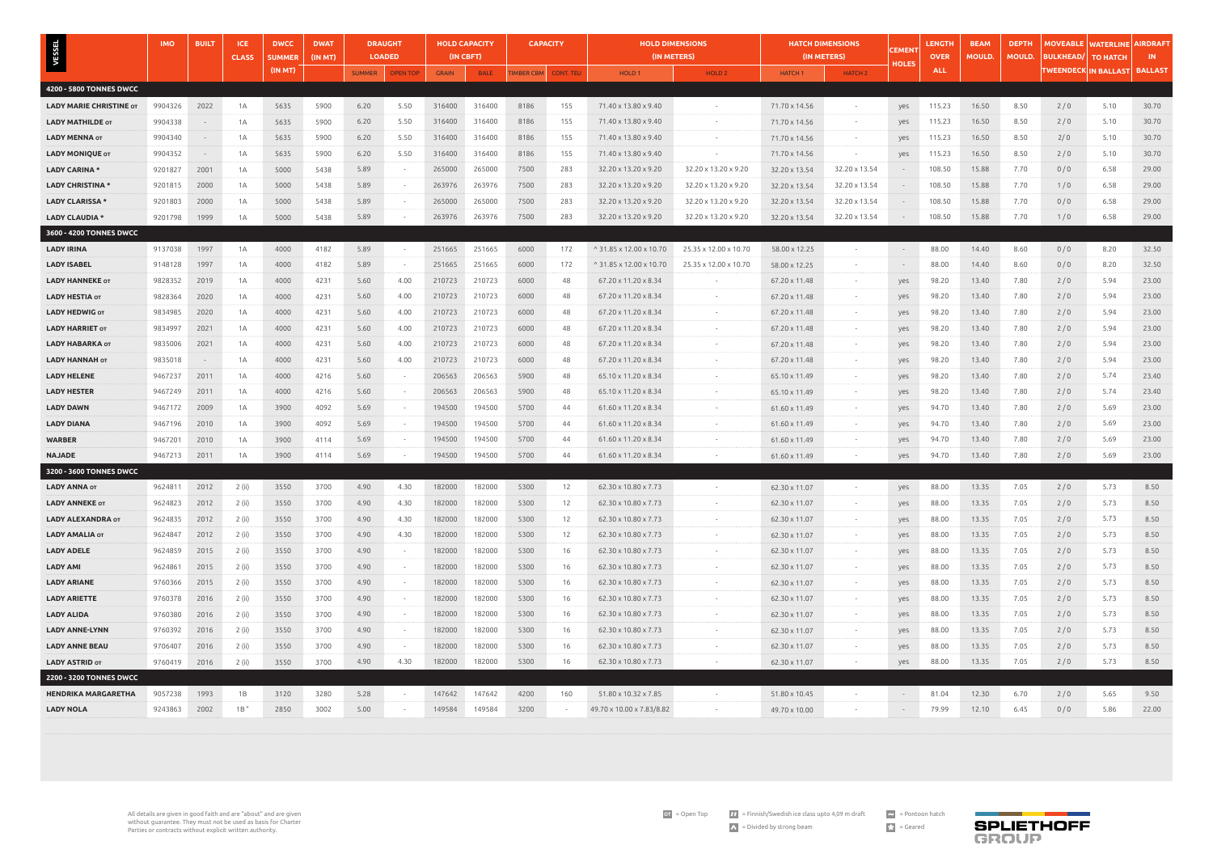| VESSEL | IMO | BUILT | ICE CLASS | DWCC SUMMER (IN MT) | DWAT (IN MT) | DRAUGHT LOADED | | HOLD CAPACITY (IN CBFT) | | CAPACITY | | HOLD DIMENSIONS (IN METERS) | | HATCH DIMENSIONS (IN METERS) | | CEMENT HOLES | LENGTH OVER ALL | BEAM MOULD. | DEPTH MOULD. | MOVEABLE BULKHEAD/ TWEENDECK | WATERLINE TO HATCH IN BALLAST | AIRDRAFT IN BALLAST |
|---|---|---|---|---|---|---|---|---|---|---|---|---|---|---|---|---|---|---|---|---|---|---|
| | | | | | | SUMMER | OPEN TOP | GRAIN | BALE | TIMBER CBM | CONT. TEU | HOLD 1 | HOLD 2 | HATCH 1 | HATCH 2 | | | | | | | |
| **4200 - 5800 TONNES DWCC** | | | | | | | | | | | | | | | | | | | | | | |
| LADY MARIE CHRISTINE OT | 9904326 | 2022 | 1A | 5635 | 5900 | 6.20 | 5.50 | 316400 | 316400 | 8186 | 155 | 71.40 x 13.80 x 9.40 | - | 71.70 x 14.56 | - | yes | 115.23 | 16.50 | 8.50 | 2 / 0 | 5.10 | 30.70 |
| LADY MATHILDE OT | 9904338 | - | 1A | 5635 | 5900 | 6.20 | 5.50 | 316400 | 316400 | 8186 | 155 | 71.40 x 13.80 x 9.40 | - | 71.70 x 14.56 | - | yes | 115.23 | 16.50 | 8.50 | 2 / 0 | 5.10 | 30.70 |
| LADY MENNA OT | 9904340 | - | 1A | 5635 | 5900 | 6.20 | 5.50 | 316400 | 316400 | 8186 | 155 | 71.40 x 13.80 x 9.40 | - | 71.70 x 14.56 | - | yes | 115.23 | 16.50 | 8.50 | 2/0 | 5.10 | 30.70 |
| LADY MONIQUE OT | 9904352 | - | 1A | 5635 | 5900 | 6.20 | 5.50 | 316400 | 316400 | 8186 | 155 | 71.40 x 13.80 x 9.40 | - | 71.70 x 14.56 | - | yes | 115.23 | 16.50 | 8.50 | 2 / 0 | 5.10 | 30.70 |
| LADY CARINA * | 9201827 | 2001 | 1A | 5000 | 5438 | 5.89 | - | 265000 | 265000 | 7500 | 283 | 32.20 x 13.20 x 9.20 | 32.20 x 13.20 x 9.20 | 32.20 x 13.54 | 32.20 x 13.54 | - | 108.50 | 15.88 | 7.70 | 0 / 0 | 6.58 | 29.00 |
| LADY CHRISTINA * | 9201815 | 2000 | 1A | 5000 | 5438 | 5.89 | - | 263976 | 263976 | 7500 | 283 | 32.20 x 13.20 x 9.20 | 32.20 x 13.20 x 9.20 | 32.20 x 13.54 | 32.20 x 13.54 | - | 108.50 | 15.88 | 7.70 | 1 / 0 | 6.58 | 29.00 |
| LADY CLARISSA * | 9201803 | 2000 | 1A | 5000 | 5438 | 5.89 | - | 265000 | 265000 | 7500 | 283 | 32.20 x 13.20 x 9.20 | 32.20 x 13.20 x 9.20 | 32.20 x 13.54 | 32.20 x 13.54 | - | 108.50 | 15.88 | 7.70 | 0 / 0 | 6.58 | 29.00 |
| LADY CLAUDIA * | 9201798 | 1999 | 1A | 5000 | 5438 | 5.89 | - | 263976 | 263976 | 7500 | 283 | 32.20 x 13.20 x 9.20 | 32.20 x 13.20 x 9.20 | 32.20 x 13.54 | 32.20 x 13.54 | - | 108.50 | 15.88 | 7.70 | 1 / 0 | 6.58 | 29.00 |
| **3600 - 4200 TONNES DWCC** | | | | | | | | | | | | | | | | | | | | | | |
| LADY IRINA | 9137038 | 1997 | 1A | 4000 | 4182 | 5.89 | - | 251665 | 251665 | 6000 | 172 | ^ 31.85 x 12.00 x 10.70 | 25.35 x 12.00 x 10.70 | 58.00 x 12.25 | - | - | 88.00 | 14.40 | 8.60 | 0 / 0 | 8.20 | 32.50 |
| LADY ISABEL | 9148128 | 1997 | 1A | 4000 | 4182 | 5.89 | - | 251665 | 251665 | 6000 | 172 | ^ 31.85 x 12.00 x 10.70 | 25.35 x 12.00 x 10.70 | 58.00 x 12.25 | - | - | 88.00 | 14.40 | 8.60 | 0 / 0 | 8.20 | 32.50 |
| LADY HANNEKE OT | 9828352 | 2019 | 1A | 4000 | 4231 | 5.60 | 4.00 | 210723 | 210723 | 6000 | 48 | 67.20 x 11.20 x 8.34 | - | 67.20 x 11.48 | - | yes | 98.20 | 13.40 | 7.80 | 2 / 0 | 5.94 | 23.00 |
| LADY HESTIA OT | 9828364 | 2020 | 1A | 4000 | 4231 | 5.60 | 4.00 | 210723 | 210723 | 6000 | 48 | 67.20 x 11.20 x 8.34 | - | 67.20 x 11.48 | - | yes | 98.20 | 13.40 | 7.80 | 2 / 0 | 5.94 | 23.00 |
| LADY HEDWIG OT | 9834985 | 2020 | 1A | 4000 | 4231 | 5.60 | 4.00 | 210723 | 210723 | 6000 | 48 | 67.20 x 11.20 x 8.34 | - | 67.20 x 11.48 | - | yes | 98.20 | 13.40 | 7.80 | 2 / 0 | 5.94 | 23.00 |
| LADY HARRIET OT | 9834997 | 2021 | 1A | 4000 | 4231 | 5.60 | 4.00 | 210723 | 210723 | 6000 | 48 | 67.20 x 11.20 x 8.34 | - | 67.20 x 11.48 | - | yes | 98.20 | 13.40 | 7.80 | 2 / 0 | 5.94 | 23.00 |
| LADY HABARKA OT | 9835006 | 2021 | 1A | 4000 | 4231 | 5.60 | 4.00 | 210723 | 210723 | 6000 | 48 | 67.20 x 11.20 x 8.34 | - | 67.20 x 11.48 | - | yes | 98.20 | 13.40 | 7.80 | 2 / 0 | 5.94 | 23.00 |
| LADY HANNAH OT | 9835018 | - | 1A | 4000 | 4231 | 5.60 | 4.00 | 210723 | 210723 | 6000 | 48 | 67.20 x 11.20 x 8.34 | - | 67.20 x 11.48 | - | yes | 98.20 | 13.40 | 7.80 | 2 / 0 | 5.94 | 23.00 |
| LADY HELENE | 9467237 | 2011 | 1A | 4000 | 4216 | 5.60 | - | 206563 | 206563 | 5900 | 48 | 65.10 x 11.20 x 8.34 | - | 65.10 x 11.49 | - | yes | 98.20 | 13.40 | 7.80 | 2 / 0 | 5.74 | 23.40 |
| LADY HESTER | 9467249 | 2011 | 1A | 4000 | 4216 | 5.60 | - | 206563 | 206563 | 5900 | 48 | 65.10 x 11.20 x 8.34 | - | 65.10 x 11.49 | - | yes | 98.20 | 13.40 | 7.80 | 2 / 0 | 5.74 | 23.40 |
| LADY DAWN | 9467172 | 2009 | 1A | 3900 | 4092 | 5.69 | - | 194500 | 194500 | 5700 | 44 | 61.60 x 11.20 x 8.34 | - | 61.60 x 11.49 | - | yes | 94.70 | 13.40 | 7.80 | 2 / 0 | 5.69 | 23.00 |
| LADY DIANA | 9467196 | 2010 | 1A | 3900 | 4092 | 5.69 | - | 194500 | 194500 | 5700 | 44 | 61.60 x 11.20 x 8.34 | - | 61.60 x 11.49 | - | yes | 94.70 | 13.40 | 7.80 | 2 / 0 | 5.69 | 23.00 |
| WARBER | 9467201 | 2010 | 1A | 3900 | 4114 | 5.69 | - | 194500 | 194500 | 5700 | 44 | 61.60 x 11.20 x 8.34 | - | 61.60 x 11.49 | - | yes | 94.70 | 13.40 | 7.80 | 2 / 0 | 5.69 | 23.00 |
| NAJADE | 9467213 | 2011 | 1A | 3900 | 4114 | 5.69 | - | 194500 | 194500 | 5700 | 44 | 61.60 x 11.20 x 8.34 | - | 61.60 x 11.49 | - | yes | 94.70 | 13.40 | 7.80 | 2 / 0 | 5.69 | 23.00 |
| **3200 - 3600 TONNES DWCC** | | | | | | | | | | | | | | | | | | | | | | |
| LADY ANNA OT | 9624811 | 2012 | 2 (ii) | 3550 | 3700 | 4.90 | 4.30 | 182000 | 182000 | 5300 | 12 | 62.30 x 10.80 x 7.73 | - | 62.30 x 11.07 | - | yes | 88.00 | 13.35 | 7.05 | 2 / 0 | 5.73 | 8.50 |
| LADY ANNEKE OT | 9624823 | 2012 | 2 (ii) | 3550 | 3700 | 4.90 | 4.30 | 182000 | 182000 | 5300 | 12 | 62.30 x 10.80 x 7.73 | - | 62.30 x 11.07 | - | yes | 88.00 | 13.35 | 7.05 | 2 / 0 | 5.73 | 8.50 |
| LADY ALEXANDRA OT | 9624835 | 2012 | 2 (ii) | 3550 | 3700 | 4.90 | 4.30 | 182000 | 182000 | 5300 | 12 | 62.30 x 10.80 x 7.73 | - | 62.30 x 11.07 | - | yes | 88.00 | 13.35 | 7.05 | 2 / 0 | 5.73 | 8.50 |
| LADY AMALIA OT | 9624847 | 2012 | 2 (ii) | 3550 | 3700 | 4.90 | 4.30 | 182000 | 182000 | 5300 | 12 | 62.30 x 10.80 x 7.73 | - | 62.30 x 11.07 | - | yes | 88.00 | 13.35 | 7.05 | 2 / 0 | 5.73 | 8.50 |
| LADY ADELE | 9624859 | 2015 | 2 (ii) | 3550 | 3700 | 4.90 | - | 182000 | 182000 | 5300 | 16 | 62.30 x 10.80 x 7.73 | - | 62.30 x 11.07 | - | yes | 88.00 | 13.35 | 7.05 | 2 / 0 | 5.73 | 8.50 |
| LADY AMI | 9624861 | 2015 | 2 (ii) | 3550 | 3700 | 4.90 | - | 182000 | 182000 | 5300 | 16 | 62.30 x 10.80 x 7.73 | - | 62.30 x 11.07 | - | yes | 88.00 | 13.35 | 7.05 | 2 / 0 | 5.73 | 8.50 |
| LADY ARIANE | 9760366 | 2015 | 2 (ii) | 3550 | 3700 | 4.90 | - | 182000 | 182000 | 5300 | 16 | 62.30 x 10.80 x 7.73 | - | 62.30 x 11.07 | - | yes | 88.00 | 13.35 | 7.05 | 2 / 0 | 5.73 | 8.50 |
| LADY ARIETTE | 9760378 | 2016 | 2 (ii) | 3550 | 3700 | 4.90 | - | 182000 | 182000 | 5300 | 16 | 62.30 x 10.80 x 7.73 | - | 62.30 x 11.07 | - | yes | 88.00 | 13.35 | 7.05 | 2 / 0 | 5.73 | 8.50 |
| LADY ALIDA | 9760380 | 2016 | 2 (ii) | 3550 | 3700 | 4.90 | - | 182000 | 182000 | 5300 | 16 | 62.30 x 10.80 x 7.73 | - | 62.30 x 11.07 | - | yes | 88.00 | 13.35 | 7.05 | 2 / 0 | 5.73 | 8.50 |
| LADY ANNE-LYNN | 9760392 | 2016 | 2 (ii) | 3550 | 3700 | 4.90 | - | 182000 | 182000 | 5300 | 16 | 62.30 x 10.80 x 7.73 | - | 62.30 x 11.07 | - | yes | 88.00 | 13.35 | 7.05 | 2 / 0 | 5.73 | 8.50 |
| LADY ANNE BEAU | 9706407 | 2016 | 2 (ii) | 3550 | 3700 | 4.90 | - | 182000 | 182000 | 5300 | 16 | 62.30 x 10.80 x 7.73 | - | 62.30 x 11.07 | - | yes | 88.00 | 13.35 | 7.05 | 2 / 0 | 5.73 | 8.50 |
| LADY ASTRID OT | 9760419 | 2016 | 2 (ii) | 3550 | 3700 | 4.90 | 4.30 | 182000 | 182000 | 5300 | 16 | 62.30 x 10.80 x 7.73 | - | 62.30 x 11.07 | - | yes | 88.00 | 13.35 | 7.05 | 2 / 0 | 5.73 | 8.50 |
| **2200 - 3200 TONNES DWCC** | | | | | | | | | | | | | | | | | | | | | | |
| HENDRIKA MARGARETHA | 9057238 | 1993 | 1B | 3120 | 3280 | 5.28 | - | 147642 | 147642 | 4200 | 160 | 51.80 x 10.32 x 7.85 | - | 51.80 x 10.45 | - | - | 81.04 | 12.30 | 6.70 | 2 / 0 | 5.65 | 9.50 |
| LADY NOLA | 9243863 | 2002 | 1B * | 2850 | 3002 | 5.00 | - | 149584 | 149584 | 3200 | - | 49.70 x 10.00 x 7.83/8.82 | - | 49.70 x 10.00 | - | - | 79.99 | 12.10 | 6.45 | 0 / 0 | 5.86 | 22.00 |

All details are given in good faith and are "about" and are given without guarantee. They must not be used as basis for Charter Parties or contracts without explicit written authority.

OT = Open Top

= Finnish/Swedish ice class upto 4,09 m draft

= Divided by strong beam

= Pontoon hatch

= Geared

SPLIETHOFF GROUP